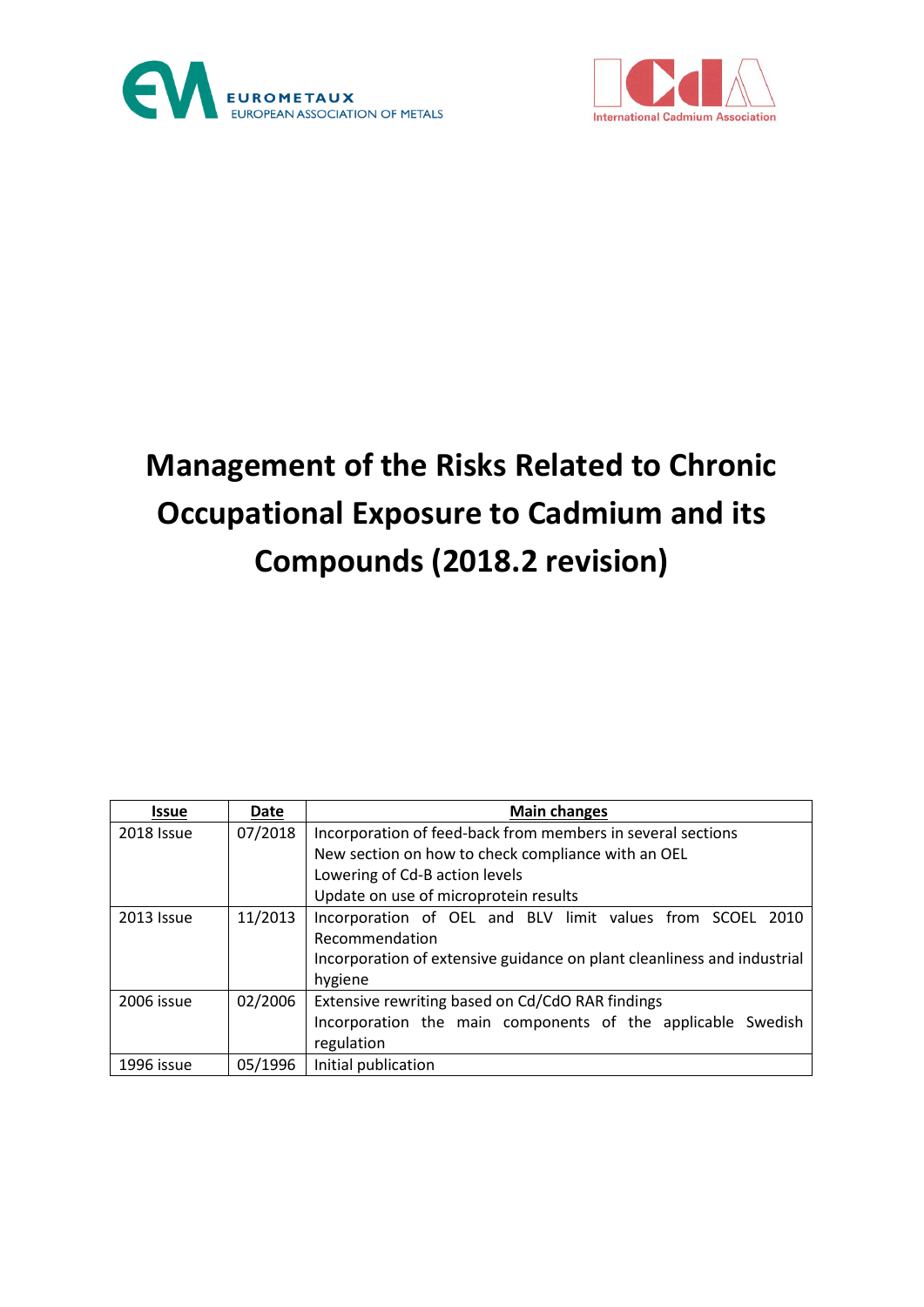EUROMETAUX
EUROPEAN ASSOCIATION OF METALS

International Cadmium Association

# Management of the Risks Related to Chronic Occupational Exposure to Cadmium and its Compounds (2018.2 revision)

| Issue | Date | Main changes |
|---|---|---|
| 2018 Issue | 07/2018 | Incorporation of feed-back from members in several sections<br>New section on how to check compliance with an OEL<br>Lowering of Cd-B action levels<br>Update on use of microprotein results |
| 2013 Issue | 11/2013 | Incorporation of OEL and BLV limit values from SCOEL 2010 Recommendation<br>Incorporation of extensive guidance on plant cleanliness and industrial hygiene |
| 2006 issue | 02/2006 | Extensive rewriting based on Cd/CdO RAR findings<br>Incorporation the main components of the applicable Swedish regulation |
| 1996 issue | 05/1996 | Initial publication |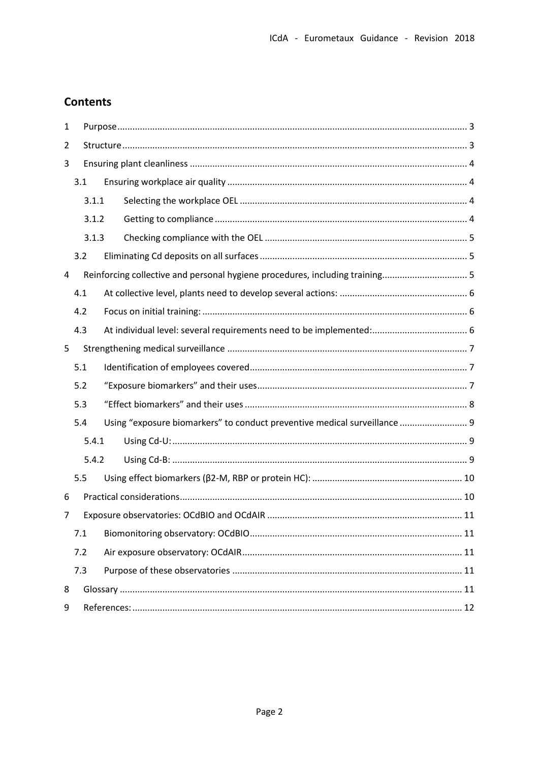## Contents

1 Purpose ... 3

2 Structure ... 3

3 Ensuring plant cleanliness ... 4

- 3.1 Ensuring workplace air quality ... 4
  - 3.1.1 Selecting the workplace OEL ... 4
  - 3.1.2 Getting to compliance ... 4
  - 3.1.3 Checking compliance with the OEL ... 5
- 3.2 Eliminating Cd deposits on all surfaces ... 5

4 Reinforcing collective and personal hygiene procedures, including training ... 5

- 4.1 At collective level, plants need to develop several actions: ... 6
- 4.2 Focus on initial training: ... 6
- 4.3 At individual level: several requirements need to be implemented: ... 6

5 Strengthening medical surveillance ... 7

- 5.1 Identification of employees covered ... 7
- 5.2 "Exposure biomarkers" and their uses ... 7
- 5.3 "Effect biomarkers" and their uses ... 8
- 5.4 Using "exposure biomarkers" to conduct preventive medical surveillance ... 9
  - 5.4.1 Using Cd-U: ... 9
  - 5.4.2 Using Cd-B: ... 9
- 5.5 Using effect biomarkers (β2-M, RBP or protein HC): ... 10

6 Practical considerations ... 10

7 Exposure observatories: OCdBIO and OCdAIR ... 11

- 7.1 Biomonitoring observatory: OCdBIO ... 11
- 7.2 Air exposure observatory: OCdAIR ... 11
- 7.3 Purpose of these observatories ... 11

8 Glossary ... 11

9 References: ... 12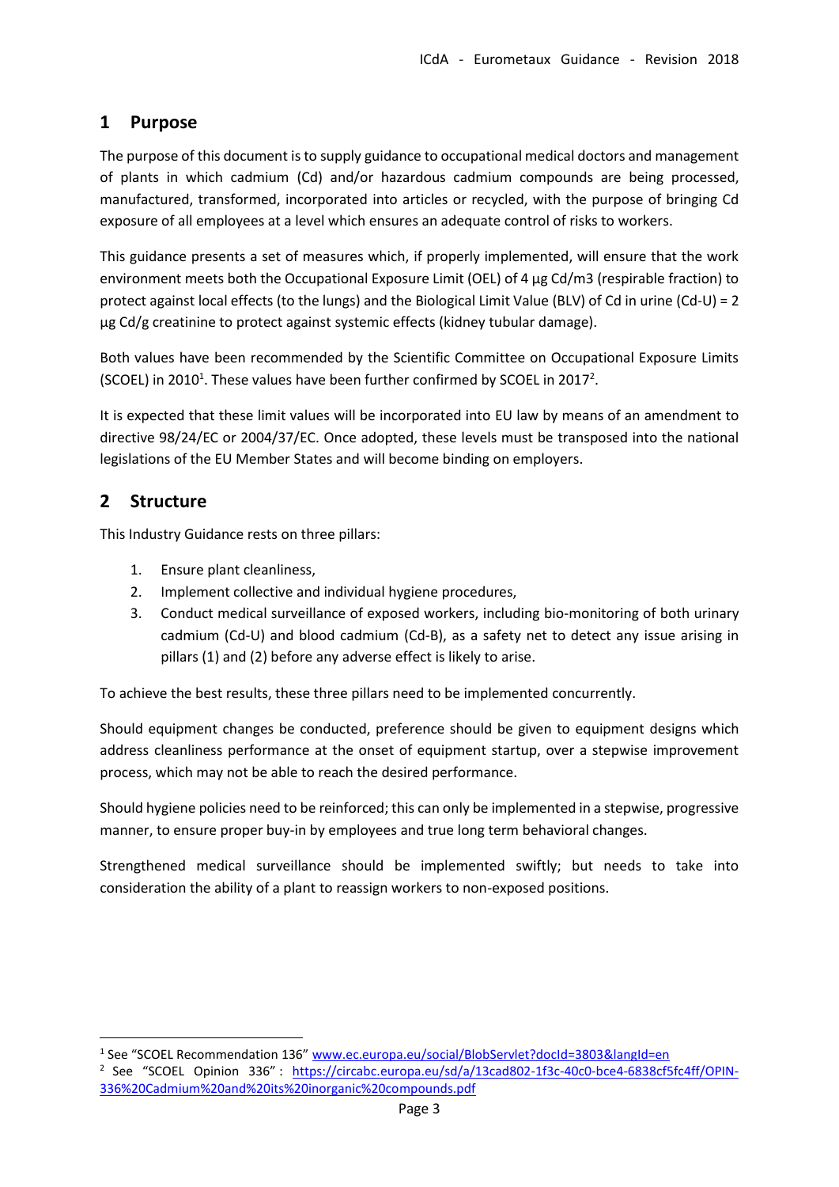## 1 Purpose

The purpose of this document is to supply guidance to occupational medical doctors and management of plants in which cadmium (Cd) and/or hazardous cadmium compounds are being processed, manufactured, transformed, incorporated into articles or recycled, with the purpose of bringing Cd exposure of all employees at a level which ensures an adequate control of risks to workers.

This guidance presents a set of measures which, if properly implemented, will ensure that the work environment meets both the Occupational Exposure Limit (OEL) of 4 µg Cd/m3 (respirable fraction) to protect against local effects (to the lungs) and the Biological Limit Value (BLV) of Cd in urine (Cd-U) = 2 µg Cd/g creatinine to protect against systemic effects (kidney tubular damage).

Both values have been recommended by the Scientific Committee on Occupational Exposure Limits (SCOEL) in 2010[1]. These values have been further confirmed by SCOEL in 2017[2].

It is expected that these limit values will be incorporated into EU law by means of an amendment to directive 98/24/EC or 2004/37/EC. Once adopted, these levels must be transposed into the national legislations of the EU Member States and will become binding on employers.

## 2 Structure

This Industry Guidance rests on three pillars:

1. Ensure plant cleanliness,
2. Implement collective and individual hygiene procedures,
3. Conduct medical surveillance of exposed workers, including bio-monitoring of both urinary cadmium (Cd-U) and blood cadmium (Cd-B), as a safety net to detect any issue arising in pillars (1) and (2) before any adverse effect is likely to arise.

To achieve the best results, these three pillars need to be implemented concurrently.

Should equipment changes be conducted, preference should be given to equipment designs which address cleanliness performance at the onset of equipment startup, over a stepwise improvement process, which may not be able to reach the desired performance.

Should hygiene policies need to be reinforced; this can only be implemented in a stepwise, progressive manner, to ensure proper buy-in by employees and true long term behavioral changes.

Strengthened medical surveillance should be implemented swiftly; but needs to take into consideration the ability of a plant to reassign workers to non-exposed positions.

---

[1] See "SCOEL Recommendation 136" www.ec.europa.eu/social/BlobServlet?docId=3803&langId=en

[2] See "SCOEL Opinion 336" : https://circabc.europa.eu/sd/a/13cad802-1f3c-40c0-bce4-6838cf5fc4ff/OPIN-336%20Cadmium%20and%20its%20inorganic%20compounds.pdf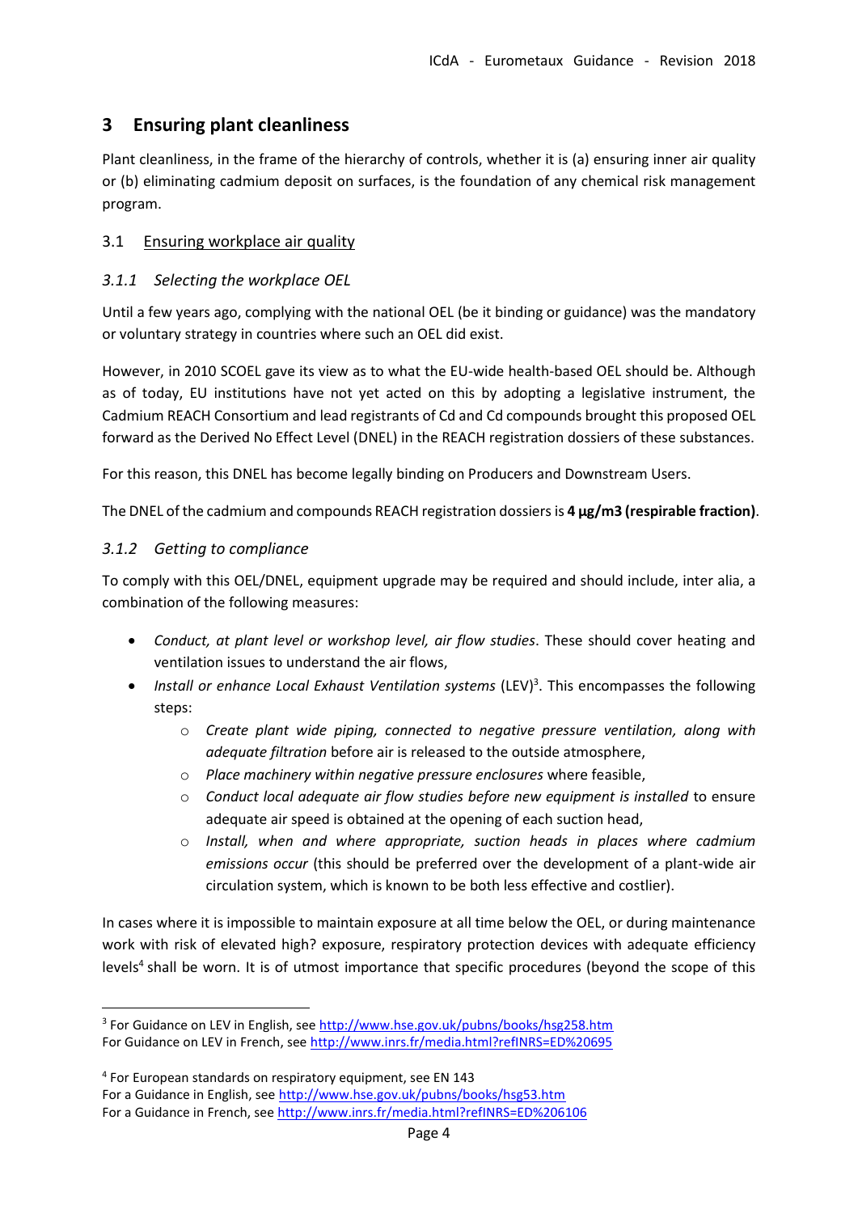## 3 Ensuring plant cleanliness

Plant cleanliness, in the frame of the hierarchy of controls, whether it is (a) ensuring inner air quality or (b) eliminating cadmium deposit on surfaces, is the foundation of any chemical risk management program.

### 3.1 Ensuring workplace air quality

#### *3.1.1 Selecting the workplace OEL*

Until a few years ago, complying with the national OEL (be it binding or guidance) was the mandatory or voluntary strategy in countries where such an OEL did exist.

However, in 2010 SCOEL gave its view as to what the EU-wide health-based OEL should be. Although as of today, EU institutions have not yet acted on this by adopting a legislative instrument, the Cadmium REACH Consortium and lead registrants of Cd and Cd compounds brought this proposed OEL forward as the Derived No Effect Level (DNEL) in the REACH registration dossiers of these substances.

For this reason, this DNEL has become legally binding on Producers and Downstream Users.

The DNEL of the cadmium and compounds REACH registration dossiers is **4 µg/m3 (respirable fraction)**.

#### *3.1.2 Getting to compliance*

To comply with this OEL/DNEL, equipment upgrade may be required and should include, inter alia, a combination of the following measures:

- *Conduct, at plant level or workshop level, air flow studies*. These should cover heating and ventilation issues to understand the air flows,
- *Install or enhance Local Exhaust Ventilation systems* (LEV)[3]. This encompasses the following steps:
  - *Create plant wide piping, connected to negative pressure ventilation, along with adequate filtration* before air is released to the outside atmosphere,
  - *Place machinery within negative pressure enclosures* where feasible,
  - *Conduct local adequate air flow studies before new equipment is installed* to ensure adequate air speed is obtained at the opening of each suction head,
  - *Install, when and where appropriate, suction heads in places where cadmium emissions occur* (this should be preferred over the development of a plant-wide air circulation system, which is known to be both less effective and costlier).

In cases where it is impossible to maintain exposure at all time below the OEL, or during maintenance work with risk of elevated high? exposure, respiratory protection devices with adequate efficiency levels[4] shall be worn. It is of utmost importance that specific procedures (beyond the scope of this

---

[3] For Guidance on LEV in English, see http://www.hse.gov.uk/pubns/books/hsg258.htm
For Guidance on LEV in French, see http://www.inrs.fr/media.html?refINRS=ED%20695

[4] For European standards on respiratory equipment, see EN 143
For a Guidance in English, see http://www.hse.gov.uk/pubns/books/hsg53.htm
For a Guidance in French, see http://www.inrs.fr/media.html?refINRS=ED%206106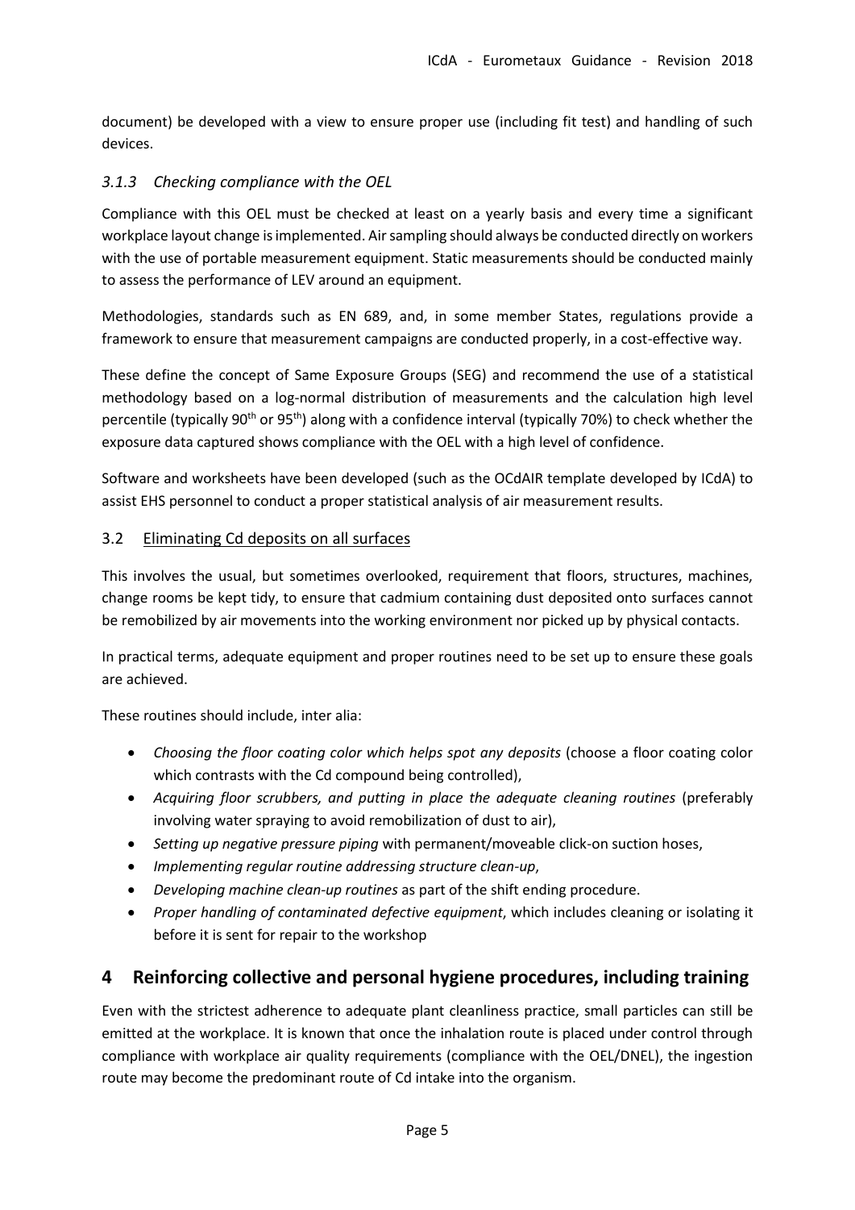document) be developed with a view to ensure proper use (including fit test) and handling of such devices.

### *3.1.3 Checking compliance with the OEL*

Compliance with this OEL must be checked at least on a yearly basis and every time a significant workplace layout change is implemented. Air sampling should always be conducted directly on workers with the use of portable measurement equipment. Static measurements should be conducted mainly to assess the performance of LEV around an equipment.

Methodologies, standards such as EN 689, and, in some member States, regulations provide a framework to ensure that measurement campaigns are conducted properly, in a cost-effective way.

These define the concept of Same Exposure Groups (SEG) and recommend the use of a statistical methodology based on a log-normal distribution of measurements and the calculation high level percentile (typically 90th or 95th) along with a confidence interval (typically 70%) to check whether the exposure data captured shows compliance with the OEL with a high level of confidence.

Software and worksheets have been developed (such as the OCdAIR template developed by ICdA) to assist EHS personnel to conduct a proper statistical analysis of air measurement results.

### 3.2 Eliminating Cd deposits on all surfaces

This involves the usual, but sometimes overlooked, requirement that floors, structures, machines, change rooms be kept tidy, to ensure that cadmium containing dust deposited onto surfaces cannot be remobilized by air movements into the working environment nor picked up by physical contacts.

In practical terms, adequate equipment and proper routines need to be set up to ensure these goals are achieved.

These routines should include, inter alia:

- *Choosing the floor coating color which helps spot any deposits* (choose a floor coating color which contrasts with the Cd compound being controlled),
- *Acquiring floor scrubbers, and putting in place the adequate cleaning routines* (preferably involving water spraying to avoid remobilization of dust to air),
- *Setting up negative pressure piping* with permanent/moveable click-on suction hoses,
- *Implementing regular routine addressing structure clean-up*,
- *Developing machine clean-up routines* as part of the shift ending procedure.
- *Proper handling of contaminated defective equipment*, which includes cleaning or isolating it before it is sent for repair to the workshop

## 4 Reinforcing collective and personal hygiene procedures, including training

Even with the strictest adherence to adequate plant cleanliness practice, small particles can still be emitted at the workplace. It is known that once the inhalation route is placed under control through compliance with workplace air quality requirements (compliance with the OEL/DNEL), the ingestion route may become the predominant route of Cd intake into the organism.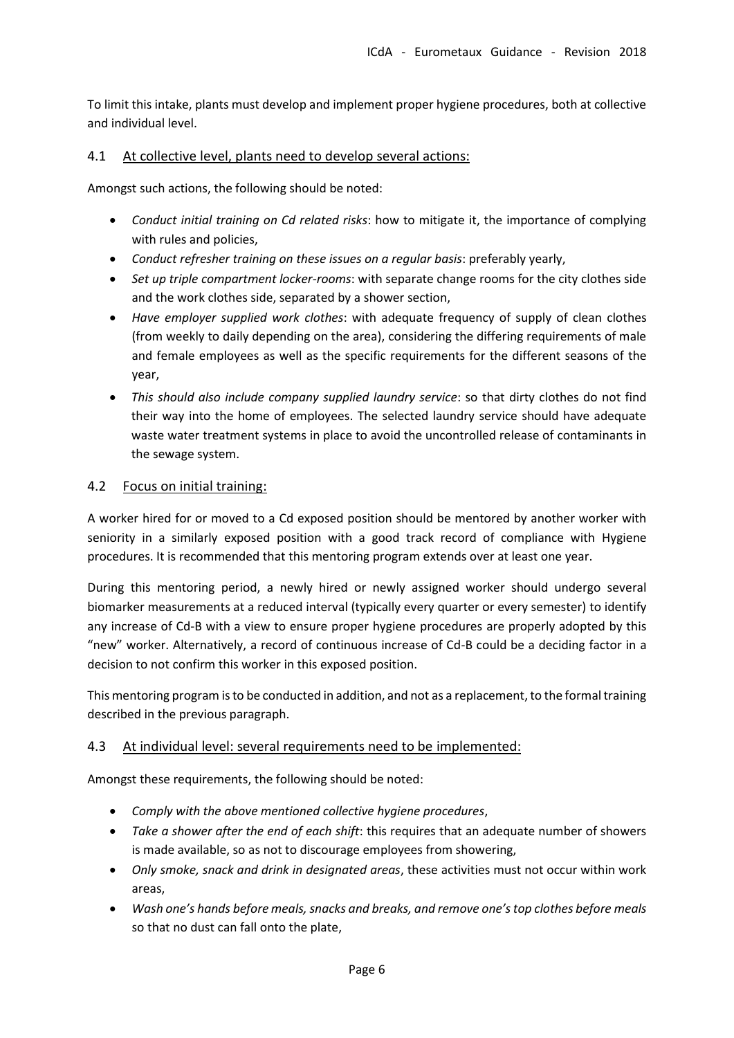To limit this intake, plants must develop and implement proper hygiene procedures, both at collective and individual level.

## 4.1 At collective level, plants need to develop several actions:

Amongst such actions, the following should be noted:

- *Conduct initial training on Cd related risks*: how to mitigate it, the importance of complying with rules and policies,
- *Conduct refresher training on these issues on a regular basis*: preferably yearly,
- *Set up triple compartment locker-rooms*: with separate change rooms for the city clothes side and the work clothes side, separated by a shower section,
- *Have employer supplied work clothes*: with adequate frequency of supply of clean clothes (from weekly to daily depending on the area), considering the differing requirements of male and female employees as well as the specific requirements for the different seasons of the year,
- *This should also include company supplied laundry service*: so that dirty clothes do not find their way into the home of employees. The selected laundry service should have adequate waste water treatment systems in place to avoid the uncontrolled release of contaminants in the sewage system.

## 4.2 Focus on initial training:

A worker hired for or moved to a Cd exposed position should be mentored by another worker with seniority in a similarly exposed position with a good track record of compliance with Hygiene procedures. It is recommended that this mentoring program extends over at least one year.

During this mentoring period, a newly hired or newly assigned worker should undergo several biomarker measurements at a reduced interval (typically every quarter or every semester) to identify any increase of Cd-B with a view to ensure proper hygiene procedures are properly adopted by this "new" worker. Alternatively, a record of continuous increase of Cd-B could be a deciding factor in a decision to not confirm this worker in this exposed position.

This mentoring program is to be conducted in addition, and not as a replacement, to the formal training described in the previous paragraph.

## 4.3 At individual level: several requirements need to be implemented:

Amongst these requirements, the following should be noted:

- *Comply with the above mentioned collective hygiene procedures*,
- *Take a shower after the end of each shift*: this requires that an adequate number of showers is made available, so as not to discourage employees from showering,
- *Only smoke, snack and drink in designated areas*, these activities must not occur within work areas,
- *Wash one's hands before meals, snacks and breaks, and remove one's top clothes before meals* so that no dust can fall onto the plate,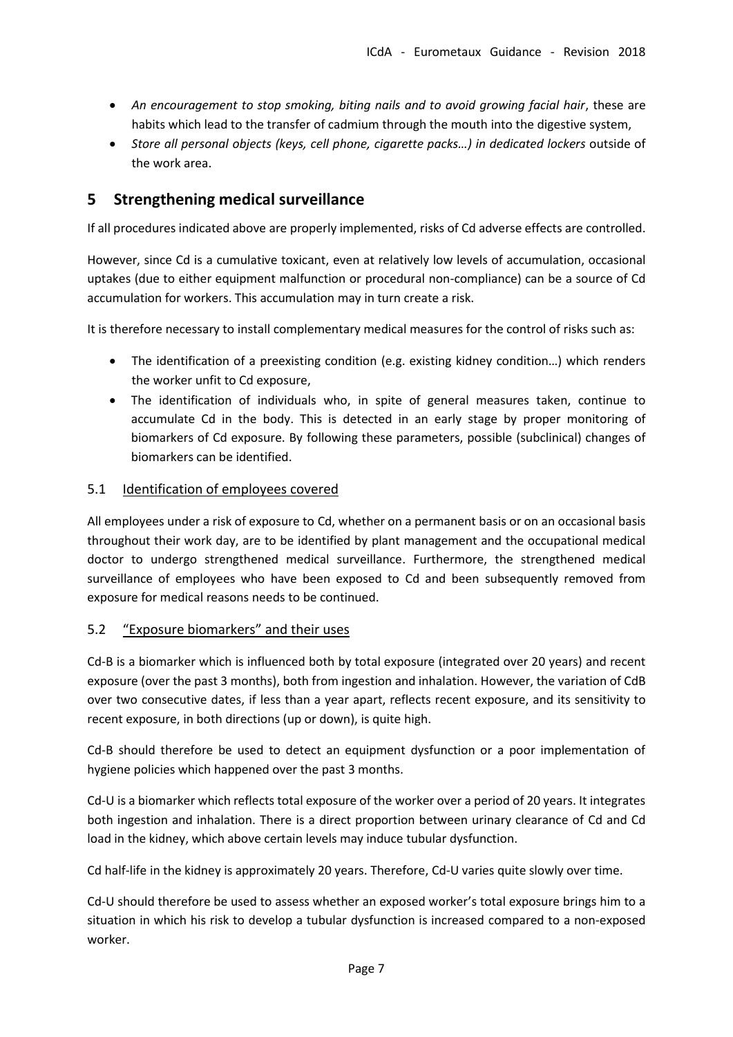- *An encouragement to stop smoking, biting nails and to avoid growing facial hair*, these are habits which lead to the transfer of cadmium through the mouth into the digestive system,
- *Store all personal objects (keys, cell phone, cigarette packs…) in dedicated lockers* outside of the work area.

## 5 Strengthening medical surveillance

If all procedures indicated above are properly implemented, risks of Cd adverse effects are controlled.

However, since Cd is a cumulative toxicant, even at relatively low levels of accumulation, occasional uptakes (due to either equipment malfunction or procedural non-compliance) can be a source of Cd accumulation for workers. This accumulation may in turn create a risk.

It is therefore necessary to install complementary medical measures for the control of risks such as:

- The identification of a preexisting condition (e.g. existing kidney condition…) which renders the worker unfit to Cd exposure,
- The identification of individuals who, in spite of general measures taken, continue to accumulate Cd in the body. This is detected in an early stage by proper monitoring of biomarkers of Cd exposure. By following these parameters, possible (subclinical) changes of biomarkers can be identified.

### 5.1 Identification of employees covered

All employees under a risk of exposure to Cd, whether on a permanent basis or on an occasional basis throughout their work day, are to be identified by plant management and the occupational medical doctor to undergo strengthened medical surveillance. Furthermore, the strengthened medical surveillance of employees who have been exposed to Cd and been subsequently removed from exposure for medical reasons needs to be continued.

### 5.2 "Exposure biomarkers" and their uses

Cd-B is a biomarker which is influenced both by total exposure (integrated over 20 years) and recent exposure (over the past 3 months), both from ingestion and inhalation. However, the variation of CdB over two consecutive dates, if less than a year apart, reflects recent exposure, and its sensitivity to recent exposure, in both directions (up or down), is quite high.

Cd-B should therefore be used to detect an equipment dysfunction or a poor implementation of hygiene policies which happened over the past 3 months.

Cd-U is a biomarker which reflects total exposure of the worker over a period of 20 years. It integrates both ingestion and inhalation. There is a direct proportion between urinary clearance of Cd and Cd load in the kidney, which above certain levels may induce tubular dysfunction.

Cd half-life in the kidney is approximately 20 years. Therefore, Cd-U varies quite slowly over time.

Cd-U should therefore be used to assess whether an exposed worker's total exposure brings him to a situation in which his risk to develop a tubular dysfunction is increased compared to a non-exposed worker.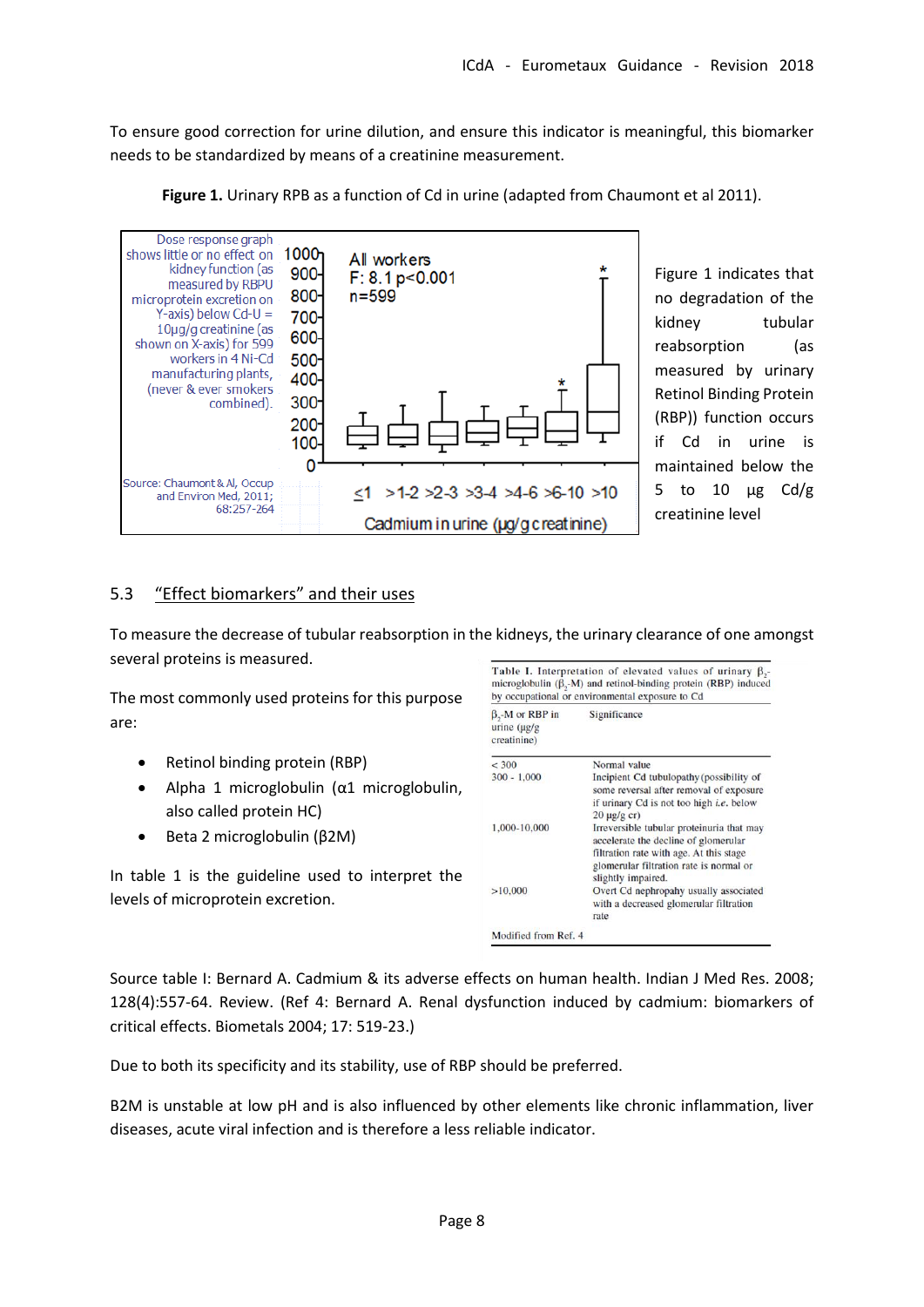To ensure good correction for urine dilution, and ensure this indicator is meaningful, this biomarker needs to be standardized by means of a creatinine measurement.

**Figure 1.** Urinary RPB as a function of Cd in urine (adapted from Chaumont et al 2011).

Dose response graph shows little or no effect on kidney function (as measured by RBPU microprotein excretion on Y-axis) below Cd-U = 10µg/g creatinine (as shown on X-axis) for 599 workers in 4 Ni-Cd manufacturing plants, (never & ever smokers combined).

Source: Chaumont & Al, Occup and Environ Med, 2011; 68:257-264

All workers
F: 8.1 p<0.001
n=599

≤1 >1-2 >2-3 >3-4 >4-6 >6-10 >10

Cadmium in urine (µg/g creatinine)

Figure 1 indicates that no degradation of the kidney tubular reabsorption (as measured by urinary Retinol Binding Protein (RBP)) function occurs if Cd in urine is maintained below the 5 to 10 µg Cd/g creatinine level

## 5.3 "Effect biomarkers" and their uses

To measure the decrease of tubular reabsorption in the kidneys, the urinary clearance of one amongst several proteins is measured.

The most commonly used proteins for this purpose are:

- Retinol binding protein (RBP)
- Alpha 1 microglobulin (α1 microglobulin, also called protein HC)
- Beta 2 microglobulin (β2M)

In table 1 is the guideline used to interpret the levels of microprotein excretion.

**Table I.** Interpretation of elevated values of urinary $\beta_2$-microglobulin ($\beta_2$-M) and retinol-binding protein (RBP) induced by occupational or environmental exposure to Cd

| $\beta_2$-M or RBP in urine (µg/g creatinine) | Significance |
|---|---|
| < 300 | Normal value |
| 300 - 1,000 | Incipient Cd tubulopathy (possibility of some reversal after removal of exposure if urinary Cd is not too high *i.e.* below 20 µg/g cr) |
| 1,000-10,000 | Irreversible tubular proteinuria that may accelerate the decline of glomerular filtration rate with age. At this stage glomerular filtration rate is normal or slightly impaired. |
| >10,000 | Overt Cd nephropathy usually associated with a decreased glomerular filtration rate |

Modified from Ref. 4

Source table I: Bernard A. Cadmium & its adverse effects on human health. Indian J Med Res. 2008; 128(4):557-64. Review. (Ref 4: Bernard A. Renal dysfunction induced by cadmium: biomarkers of critical effects. Biometals 2004; 17: 519-23.)

Due to both its specificity and its stability, use of RBP should be preferred.

B2M is unstable at low pH and is also influenced by other elements like chronic inflammation, liver diseases, acute viral infection and is therefore a less reliable indicator.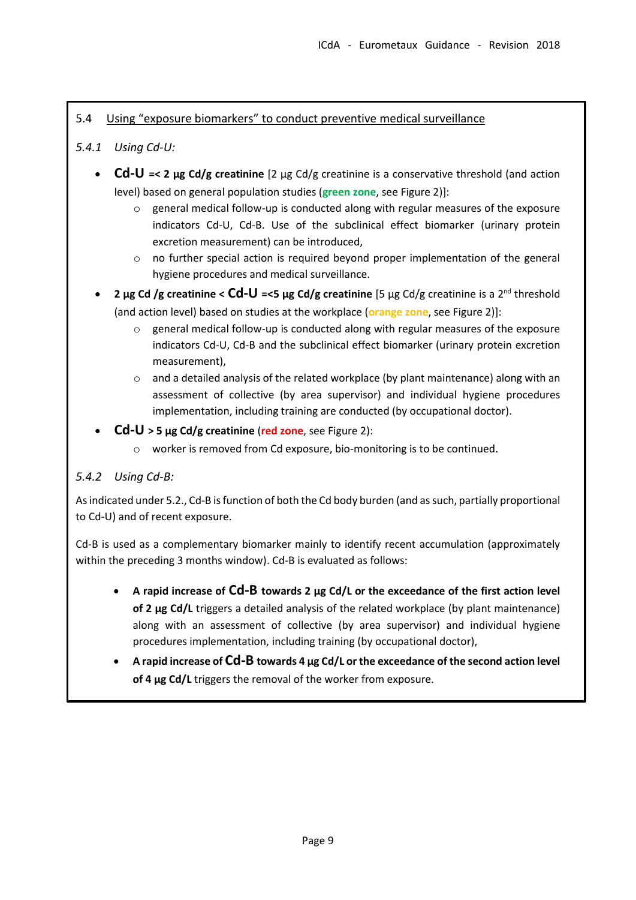## 5.4 Using "exposure biomarkers" to conduct preventive medical surveillance

### *5.4.1 Using Cd-U:*

- **Cd-U =< 2 µg Cd/g creatinine** [2 µg Cd/g creatinine is a conservative threshold (and action level) based on general population studies (**green zone**, see Figure 2)]:
  - general medical follow-up is conducted along with regular measures of the exposure indicators Cd-U, Cd-B. Use of the subclinical effect biomarker (urinary protein excretion measurement) can be introduced,
  - no further special action is required beyond proper implementation of the general hygiene procedures and medical surveillance.
- **2 µg Cd /g creatinine < Cd-U =<5 µg Cd/g creatinine** [5 µg Cd/g creatinine is a 2nd threshold (and action level) based on studies at the workplace (**orange zone**, see Figure 2)]:
  - general medical follow-up is conducted along with regular measures of the exposure indicators Cd-U, Cd-B and the subclinical effect biomarker (urinary protein excretion measurement),
  - and a detailed analysis of the related workplace (by plant maintenance) along with an assessment of collective (by area supervisor) and individual hygiene procedures implementation, including training are conducted (by occupational doctor).
- **Cd-U > 5 µg Cd/g creatinine** (**red zone**, see Figure 2):
  - worker is removed from Cd exposure, bio-monitoring is to be continued.

### *5.4.2 Using Cd-B:*

As indicated under 5.2., Cd-B is function of both the Cd body burden (and as such, partially proportional to Cd-U) and of recent exposure.

Cd-B is used as a complementary biomarker mainly to identify recent accumulation (approximately within the preceding 3 months window). Cd-B is evaluated as follows:

- **A rapid increase of Cd-B towards 2 µg Cd/L or the exceedance of the first action level of 2 µg Cd/L** triggers a detailed analysis of the related workplace (by plant maintenance) along with an assessment of collective (by area supervisor) and individual hygiene procedures implementation, including training (by occupational doctor),
- **A rapid increase of Cd-B towards 4 µg Cd/L or the exceedance of the second action level of 4 µg Cd/L** triggers the removal of the worker from exposure.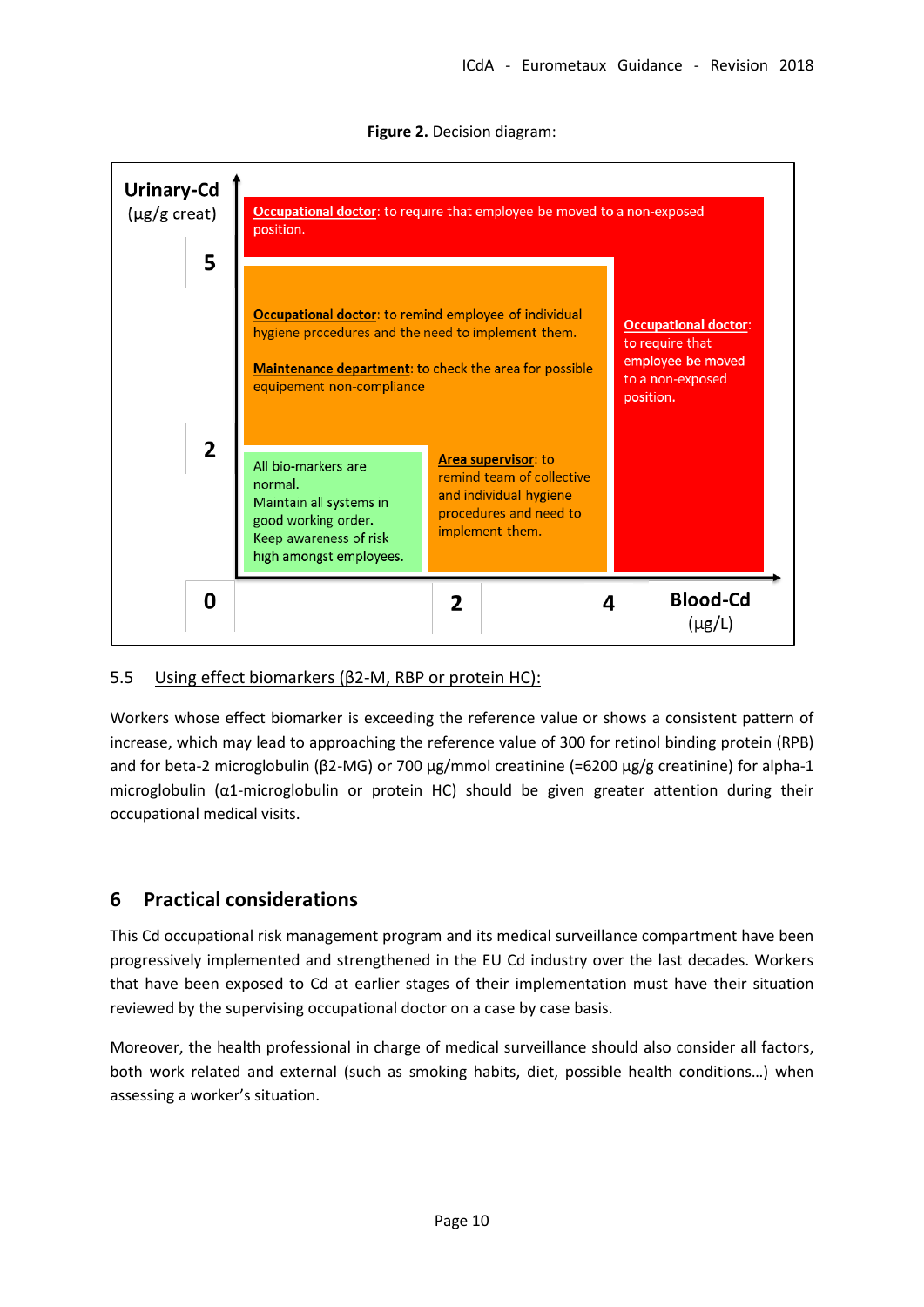**Figure 2.** Decision diagram:

Urinary-Cd (µg/g creat)

5

2

0

**Occupational doctor**: to require that employee be moved to a non-exposed position.

**Occupational doctor**: to remind employee of individual hygiene procedures and the need to implement them.

**Maintenance department**: to check the area for possible equipement non-compliance

**Occupational doctor**: to require that employee be moved to a non-exposed position.

All bio-markers are normal. Maintain all systems in good working order. Keep awareness of risk high amongst employees.

**Area supervisor**: to remind team of collective and individual hygiene procedures and need to implement them.

2

4

Blood-Cd (µg/L)

5.5 Using effect biomarkers (β2-M, RBP or protein HC):

Workers whose effect biomarker is exceeding the reference value or shows a consistent pattern of increase, which may lead to approaching the reference value of 300 for retinol binding protein (RPB) and for beta-2 microglobulin (β2-MG) or 700 µg/mmol creatinine (=6200 µg/g creatinine) for alpha-1 microglobulin (α1-microglobulin or protein HC) should be given greater attention during their occupational medical visits.

# 6 Practical considerations

This Cd occupational risk management program and its medical surveillance compartment have been progressively implemented and strengthened in the EU Cd industry over the last decades. Workers that have been exposed to Cd at earlier stages of their implementation must have their situation reviewed by the supervising occupational doctor on a case by case basis.

Moreover, the health professional in charge of medical surveillance should also consider all factors, both work related and external (such as smoking habits, diet, possible health conditions…) when assessing a worker's situation.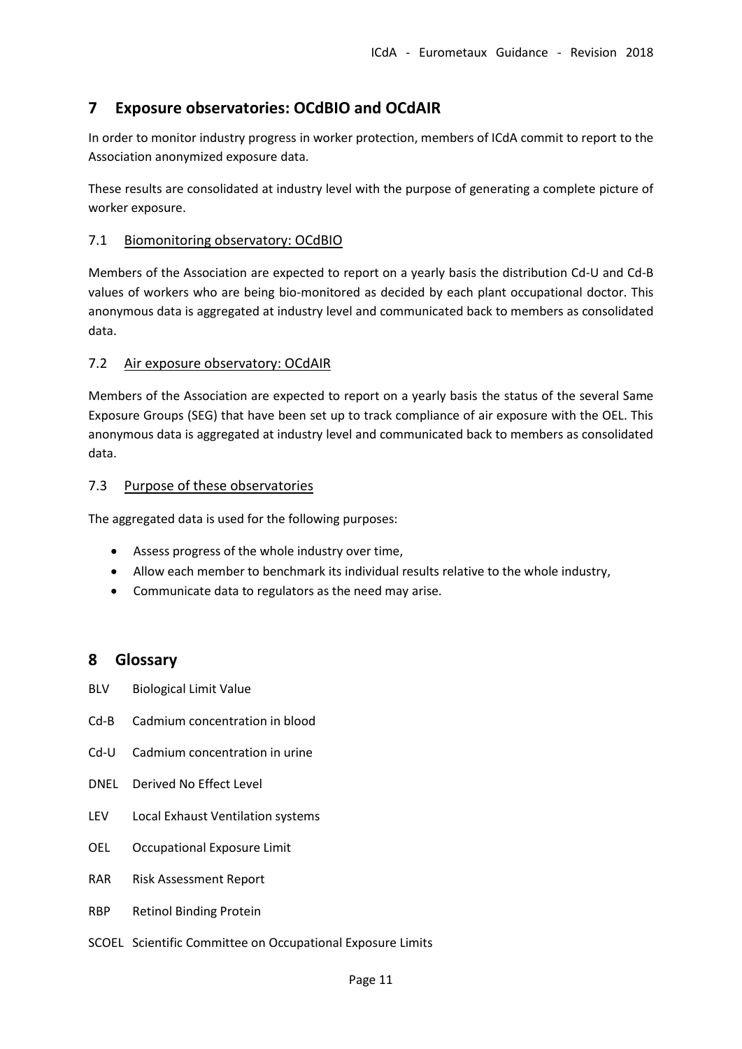# 7 Exposure observatories: OCdBIO and OCdAIR

In order to monitor industry progress in worker protection, members of ICdA commit to report to the Association anonymized exposure data.

These results are consolidated at industry level with the purpose of generating a complete picture of worker exposure.

## 7.1 Biomonitoring observatory: OCdBIO

Members of the Association are expected to report on a yearly basis the distribution Cd-U and Cd-B values of workers who are being bio-monitored as decided by each plant occupational doctor. This anonymous data is aggregated at industry level and communicated back to members as consolidated data.

## 7.2 Air exposure observatory: OCdAIR

Members of the Association are expected to report on a yearly basis the status of the several Same Exposure Groups (SEG) that have been set up to track compliance of air exposure with the OEL. This anonymous data is aggregated at industry level and communicated back to members as consolidated data.

## 7.3 Purpose of these observatories

The aggregated data is used for the following purposes:

- Assess progress of the whole industry over time,
- Allow each member to benchmark its individual results relative to the whole industry,
- Communicate data to regulators as the need may arise.

# 8 Glossary

BLV Biological Limit Value

Cd-B Cadmium concentration in blood

Cd-U Cadmium concentration in urine

DNEL Derived No Effect Level

LEV Local Exhaust Ventilation systems

OEL Occupational Exposure Limit

RAR Risk Assessment Report

RBP Retinol Binding Protein

SCOEL Scientific Committee on Occupational Exposure Limits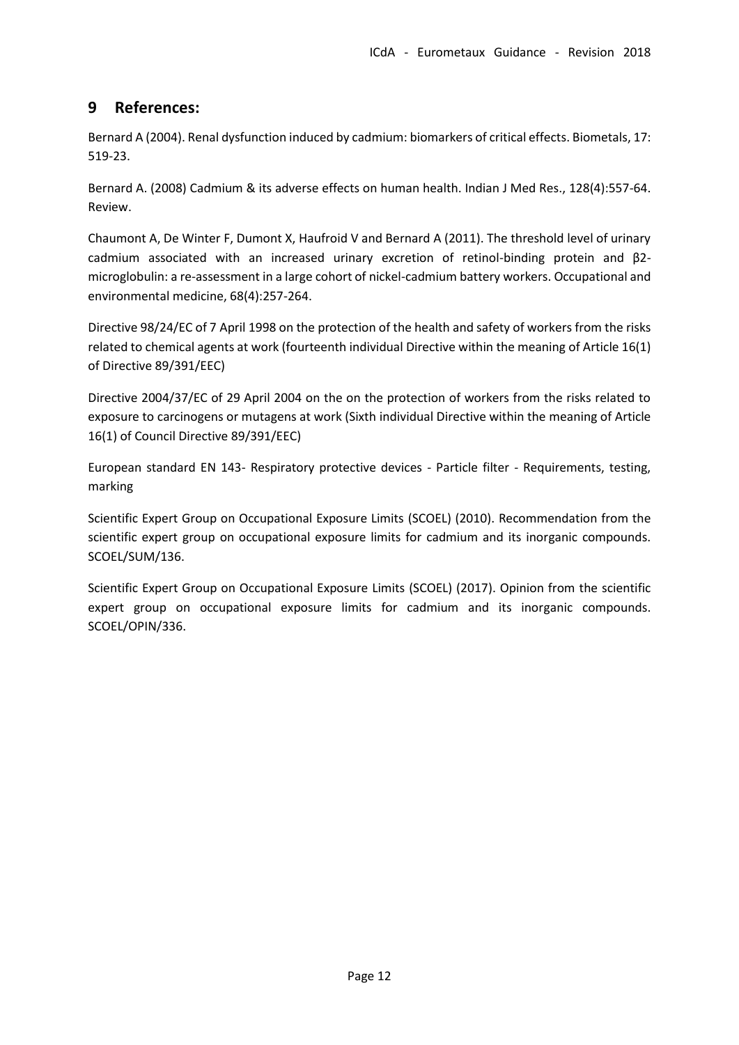# 9 References:

Bernard A (2004). Renal dysfunction induced by cadmium: biomarkers of critical effects. Biometals, 17: 519-23.

Bernard A. (2008) Cadmium & its adverse effects on human health. Indian J Med Res., 128(4):557-64. Review.

Chaumont A, De Winter F, Dumont X, Haufroid V and Bernard A (2011). The threshold level of urinary cadmium associated with an increased urinary excretion of retinol-binding protein and β2-microglobulin: a re-assessment in a large cohort of nickel-cadmium battery workers. Occupational and environmental medicine, 68(4):257-264.

Directive 98/24/EC of 7 April 1998 on the protection of the health and safety of workers from the risks related to chemical agents at work (fourteenth individual Directive within the meaning of Article 16(1) of Directive 89/391/EEC)

Directive 2004/37/EC of 29 April 2004 on the on the protection of workers from the risks related to exposure to carcinogens or mutagens at work (Sixth individual Directive within the meaning of Article 16(1) of Council Directive 89/391/EEC)

European standard EN 143- Respiratory protective devices - Particle filter - Requirements, testing, marking

Scientific Expert Group on Occupational Exposure Limits (SCOEL) (2010). Recommendation from the scientific expert group on occupational exposure limits for cadmium and its inorganic compounds. SCOEL/SUM/136.

Scientific Expert Group on Occupational Exposure Limits (SCOEL) (2017). Opinion from the scientific expert group on occupational exposure limits for cadmium and its inorganic compounds. SCOEL/OPIN/336.